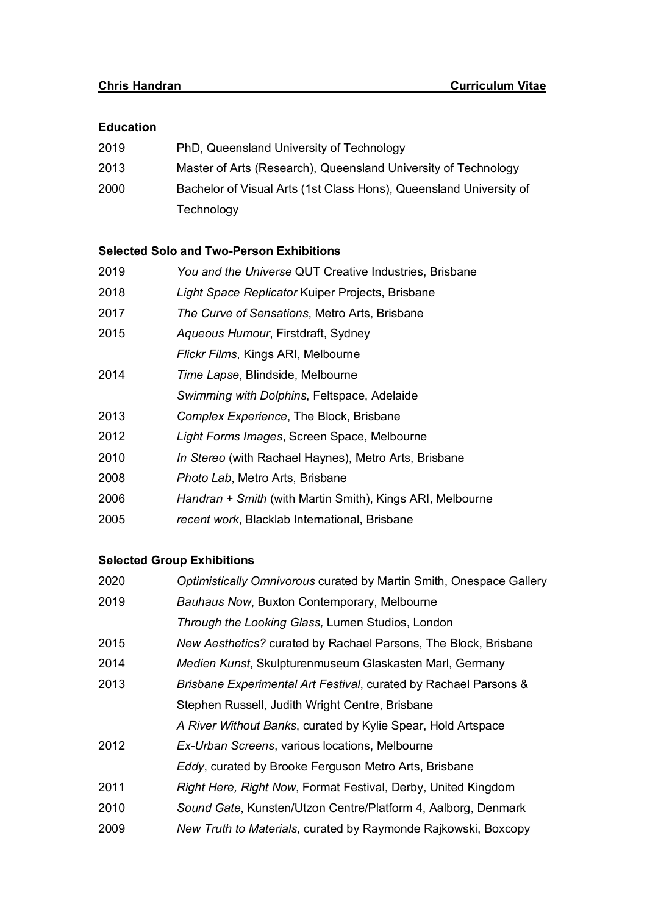**Chris Handran** **Curriculum Vitae**

## Education

| | |
|---|---|
| 2019 | PhD, Queensland University of Technology |
| 2013 | Master of Arts (Research), Queensland University of Technology |
| 2000 | Bachelor of Visual Arts (1st Class Hons), Queensland University of Technology |

## Selected Solo and Two-Person Exhibitions

| | |
|---|---|
| 2019 | *You and the Universe* QUT Creative Industries, Brisbane |
| 2018 | *Light Space Replicator* Kuiper Projects, Brisbane |
| 2017 | *The Curve of Sensations*, Metro Arts, Brisbane |
| 2015 | *Aqueous Humour*, Firstdraft, Sydney |
| | *Flickr Films*, Kings ARI, Melbourne |
| 2014 | *Time Lapse*, Blindside, Melbourne |
| | *Swimming with Dolphins*, Feltspace, Adelaide |
| 2013 | *Complex Experience*, The Block, Brisbane |
| 2012 | *Light Forms Images*, Screen Space, Melbourne |
| 2010 | *In Stereo* (with Rachael Haynes), Metro Arts, Brisbane |
| 2008 | *Photo Lab*, Metro Arts, Brisbane |
| 2006 | *Handran + Smith* (with Martin Smith), Kings ARI, Melbourne |
| 2005 | *recent work*, Blacklab International, Brisbane |

## Selected Group Exhibitions

| | |
|---|---|
| 2020 | *Optimistically Omnivorous* curated by Martin Smith, Onespace Gallery |
| 2019 | *Bauhaus Now*, Buxton Contemporary, Melbourne |
| | *Through the Looking Glass,* Lumen Studios, London |
| 2015 | *New Aesthetics?* curated by Rachael Parsons, The Block, Brisbane |
| 2014 | *Medien Kunst*, Skulpturenmuseum Glaskasten Marl, Germany |
| 2013 | *Brisbane Experimental Art Festival*, curated by Rachael Parsons & Stephen Russell, Judith Wright Centre, Brisbane |
| | *A River Without Banks*, curated by Kylie Spear, Hold Artspace |
| 2012 | *Ex-Urban Screens*, various locations, Melbourne |
| | *Eddy*, curated by Brooke Ferguson Metro Arts, Brisbane |
| 2011 | *Right Here, Right Now*, Format Festival, Derby, United Kingdom |
| 2010 | *Sound Gate*, Kunsten/Utzon Centre/Platform 4, Aalborg, Denmark |
| 2009 | *New Truth to Materials*, curated by Raymonde Rajkowski, Boxcopy |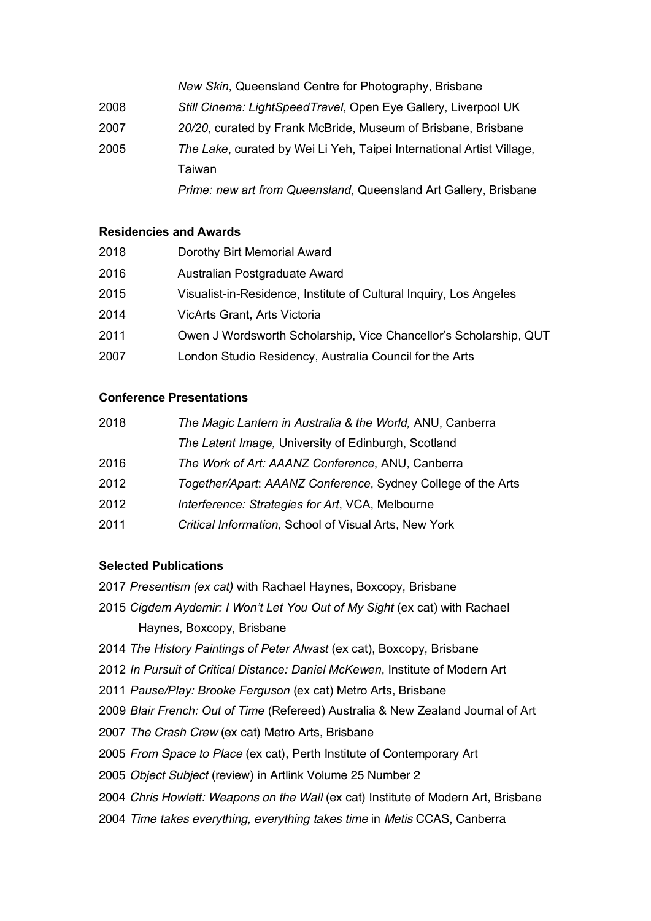| | |
|---|---|
| | *New Skin*, Queensland Centre for Photography, Brisbane |
| 2008 | *Still Cinema: LightSpeedTravel*, Open Eye Gallery, Liverpool UK |
| 2007 | *20/20*, curated by Frank McBride, Museum of Brisbane, Brisbane |
| 2005 | *The Lake*, curated by Wei Li Yeh, Taipei International Artist Village, Taiwan |
| | *Prime: new art from Queensland*, Queensland Art Gallery, Brisbane |

**Residencies and Awards**

| | |
|---|---|
| 2018 | Dorothy Birt Memorial Award |
| 2016 | Australian Postgraduate Award |
| 2015 | Visualist-in-Residence, Institute of Cultural Inquiry, Los Angeles |
| 2014 | VicArts Grant, Arts Victoria |
| 2011 | Owen J Wordsworth Scholarship, Vice Chancellor's Scholarship, QUT |
| 2007 | London Studio Residency, Australia Council for the Arts |

**Conference Presentations**

| | |
|---|---|
| 2018 | *The Magic Lantern in Australia & the World,* ANU, Canberra |
| | *The Latent Image,* University of Edinburgh, Scotland |
| 2016 | *The Work of Art: AAANZ Conference*, ANU, Canberra |
| 2012 | *Together/Apart*: *AAANZ Conference*, Sydney College of the Arts |
| 2012 | *Interference: Strategies for Art*, VCA, Melbourne |
| 2011 | *Critical Information*, School of Visual Arts, New York |

**Selected Publications**

2017 *Presentism (ex cat)* with Rachael Haynes, Boxcopy, Brisbane

2015 *Cigdem Aydemir: I Won't Let You Out of My Sight* (ex cat) with Rachael Haynes, Boxcopy, Brisbane

2014 *The History Paintings of Peter Alwast* (ex cat), Boxcopy, Brisbane

2012 *In Pursuit of Critical Distance: Daniel McKewen*, Institute of Modern Art

2011 *Pause/Play: Brooke Ferguson* (ex cat) Metro Arts, Brisbane

2009 *Blair French: Out of Time* (Refereed) Australia & New Zealand Journal of Art

2007 *The Crash Crew* (ex cat) Metro Arts, Brisbane

2005 *From Space to Place* (ex cat), Perth Institute of Contemporary Art

2005 *Object Subject* (review) in Artlink Volume 25 Number 2

2004 *Chris Howlett: Weapons on the Wall* (ex cat) Institute of Modern Art, Brisbane

2004 *Time takes everything, everything takes time* in *Metis* CCAS, Canberra